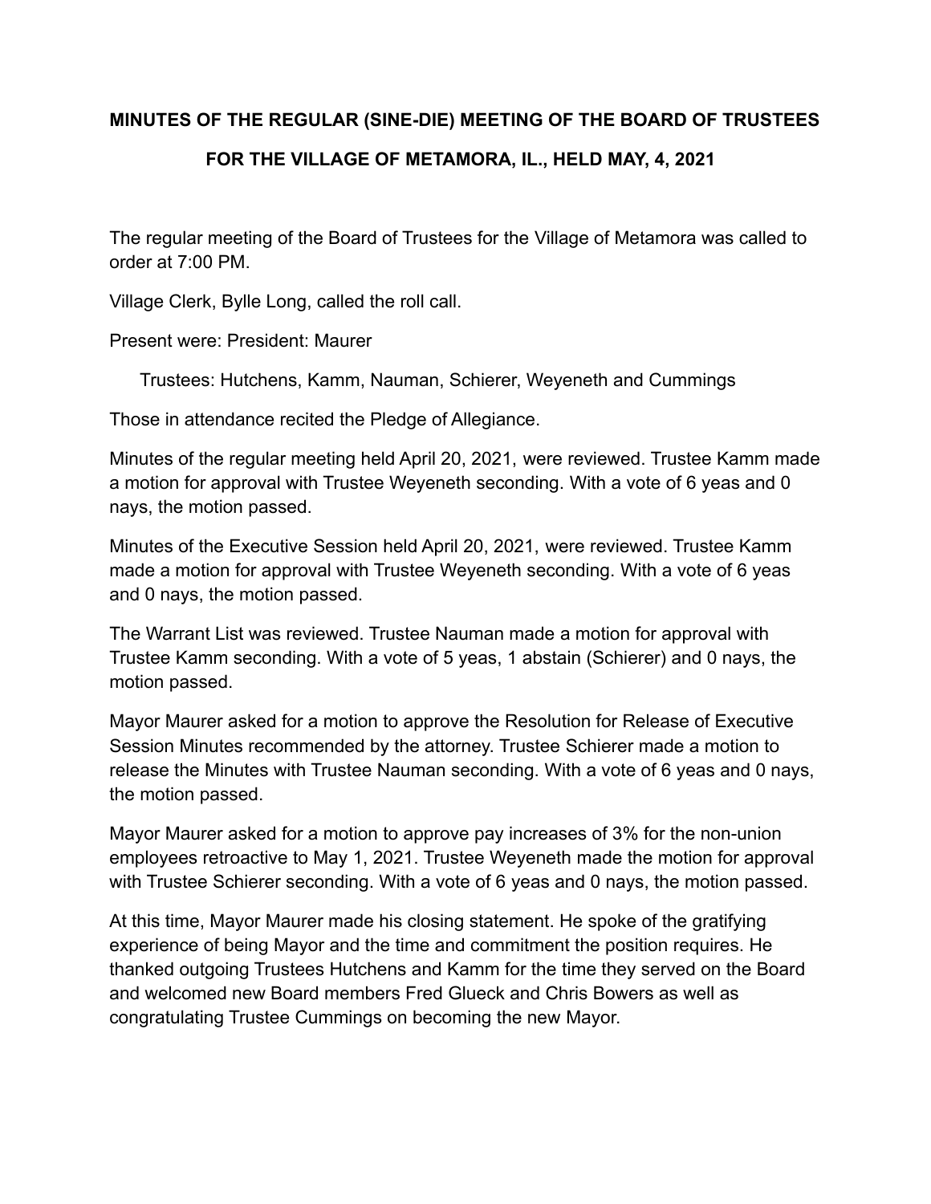**MINUTES OF THE REGULAR (SINE-DIE) MEETING OF THE BOARD OF TRUSTEES**

**FOR THE VILLAGE OF METAMORA, IL., HELD MAY, 4, 2021**

The regular meeting of the Board of Trustees for the Village of Metamora was called to order at 7:00 PM.

Village Clerk, Bylle Long, called the roll call.

Present were: President: Maurer

Trustees: Hutchens, Kamm, Nauman, Schierer, Weyeneth and Cummings

Those in attendance recited the Pledge of Allegiance.

Minutes of the regular meeting held April 20, 2021, were reviewed. Trustee Kamm made a motion for approval with Trustee Weyeneth seconding. With a vote of 6 yeas and 0 nays, the motion passed.

Minutes of the Executive Session held April 20, 2021, were reviewed. Trustee Kamm made a motion for approval with Trustee Weyeneth seconding. With a vote of 6 yeas and 0 nays, the motion passed.

The Warrant List was reviewed. Trustee Nauman made a motion for approval with Trustee Kamm seconding. With a vote of 5 yeas, 1 abstain (Schierer) and 0 nays, the motion passed.

Mayor Maurer asked for a motion to approve the Resolution for Release of Executive Session Minutes recommended by the attorney. Trustee Schierer made a motion to release the Minutes with Trustee Nauman seconding. With a vote of 6 yeas and 0 nays, the motion passed.

Mayor Maurer asked for a motion to approve pay increases of 3% for the non-union employees retroactive to May 1, 2021. Trustee Weyeneth made the motion for approval with Trustee Schierer seconding. With a vote of 6 yeas and 0 nays, the motion passed.

At this time, Mayor Maurer made his closing statement. He spoke of the gratifying experience of being Mayor and the time and commitment the position requires. He thanked outgoing Trustees Hutchens and Kamm for the time they served on the Board and welcomed new Board members Fred Glueck and Chris Bowers as well as congratulating Trustee Cummings on becoming the new Mayor.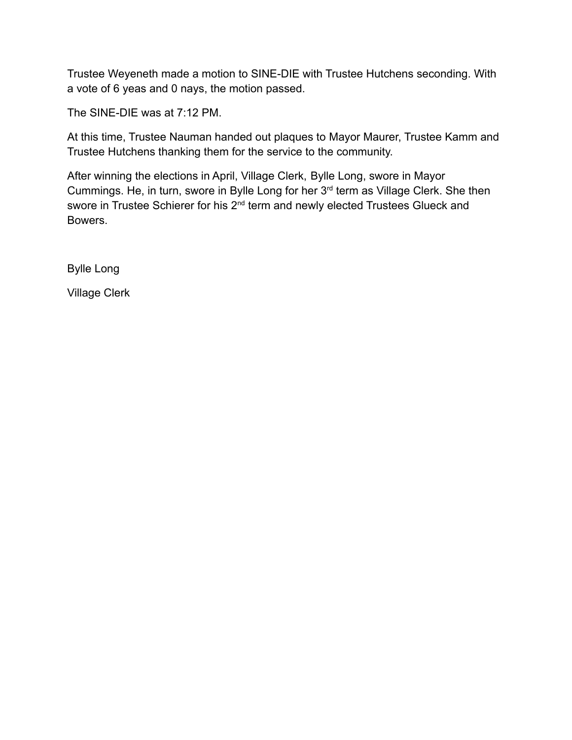Trustee Weyeneth made a motion to SINE-DIE with Trustee Hutchens seconding. With a vote of 6 yeas and 0 nays, the motion passed.

The SINE-DIE was at 7:12 PM.

At this time, Trustee Nauman handed out plaques to Mayor Maurer, Trustee Kamm and Trustee Hutchens thanking them for the service to the community.

After winning the elections in April, Village Clerk, Bylle Long, swore in Mayor Cummings. He, in turn, swore in Bylle Long for her 3rd term as Village Clerk. She then swore in Trustee Schierer for his 2nd term and newly elected Trustees Glueck and Bowers.

Bylle Long

Village Clerk